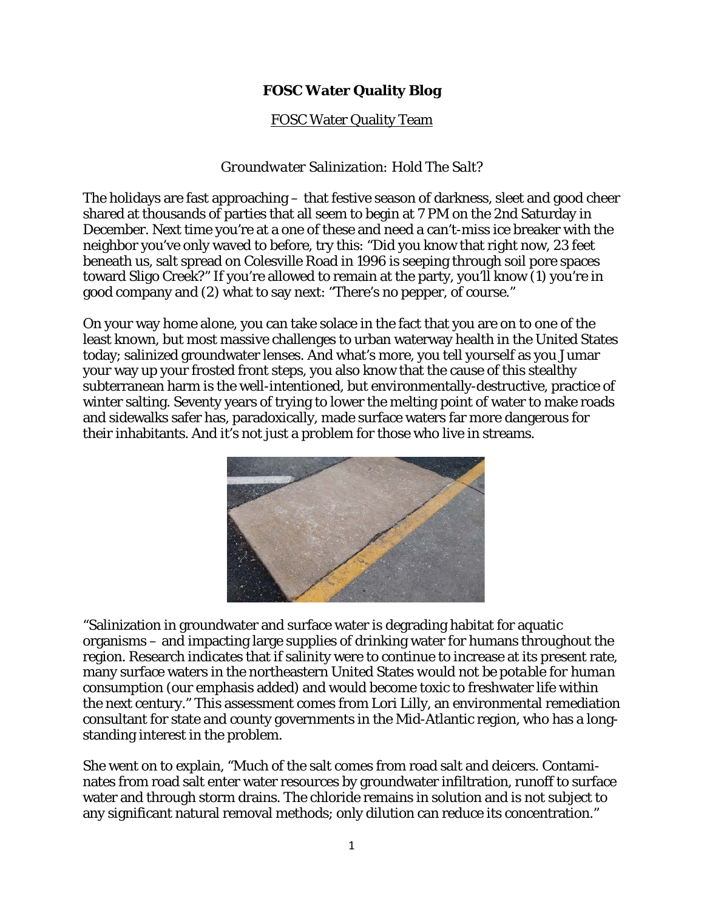# FOSC Water Quality Blog

FOSC Water Quality Team

*Groundwater Salinization: Hold The Salt?*

The holidays are fast approaching – that festive season of darkness, sleet and good cheer shared at thousands of parties that all seem to begin at 7 PM on the 2nd Saturday in December. Next time you're at a one of these and need a can't-miss ice breaker with the neighbor you've only waved to before, try this: "Did you know that right now, 23 feet beneath us, salt spread on Colesville Road in 1996 is seeping through soil pore spaces toward Sligo Creek?" If you're allowed to remain at the party, you'll know (1) you're in good company and (2) what to say next: "There's no pepper, of course."

On your way home alone, you can take solace in the fact that you are on to one of the least known, but most massive challenges to urban waterway health in the United States today; salinized groundwater lenses. And what's more, you tell yourself as you Jumar your way up your frosted front steps, you also know that the cause of this stealthy subterranean harm is the well-intentioned, but environmentally-destructive, practice of winter salting. Seventy years of trying to lower the melting point of water to make roads and sidewalks safer has, paradoxically, made surface waters far more dangerous for their inhabitants. And it's not just a problem for those who live in streams.

"Salinization in groundwater and surface water is degrading habitat for aquatic organisms – and impacting large supplies of drinking water for humans throughout the region. Research indicates that if salinity were to continue to increase at its present rate, many surface waters in the northeastern United States *would not be potable for human consumption* (our emphasis added) and would become toxic to freshwater life within the next century." This assessment comes from Lori Lilly, an environmental remediation consultant for state and county governments in the Mid-Atlantic region, who has a long-standing interest in the problem.

She went on to explain, "Much of the salt comes from road salt and deicers. Contaminates from road salt enter water resources by groundwater infiltration, runoff to surface water and through storm drains. The chloride remains in solution and is not subject to any significant natural removal methods; only dilution can reduce its concentration."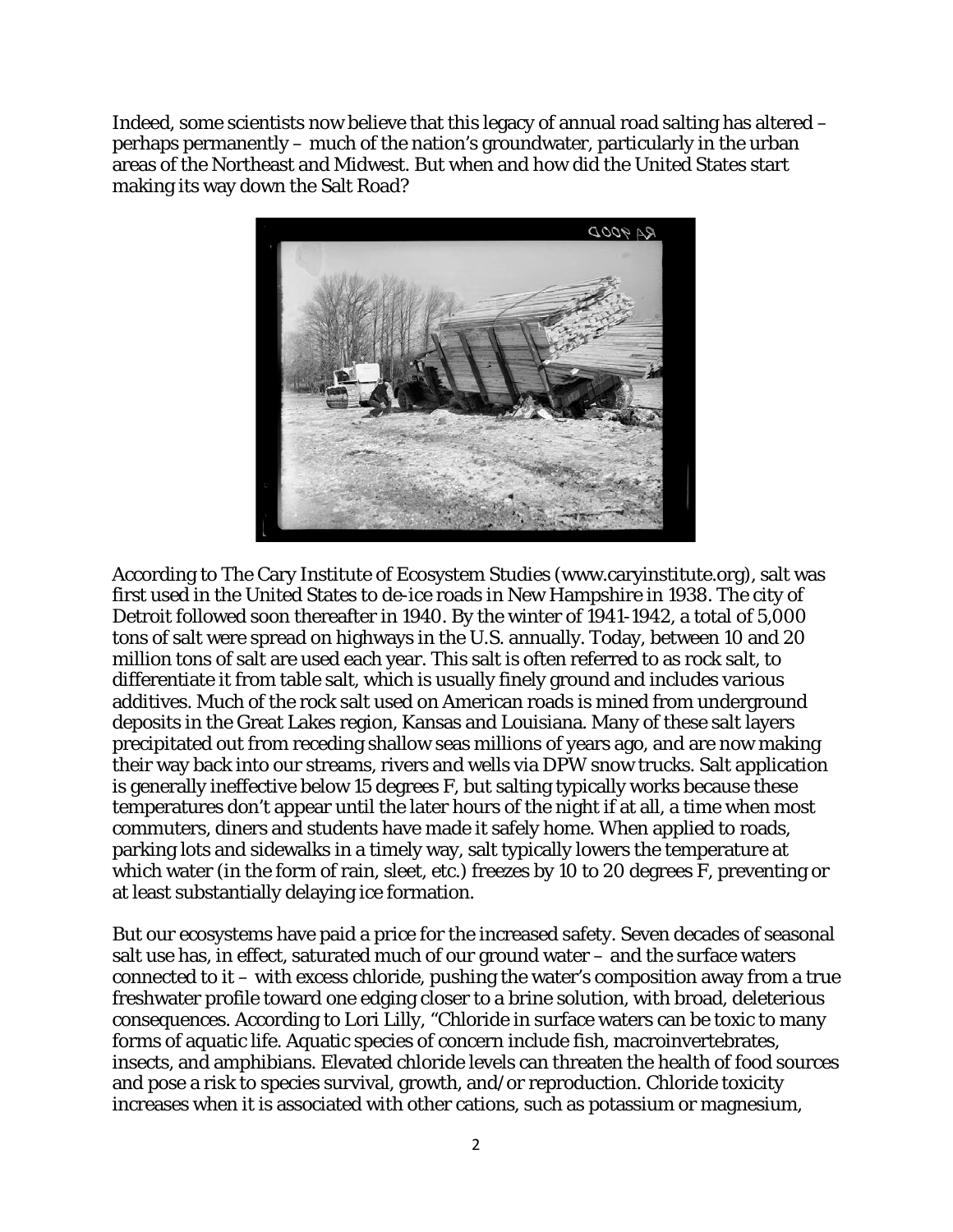Indeed, some scientists now believe that this legacy of annual road salting has altered – perhaps permanently – much of the nation's groundwater, particularly in the urban areas of the Northeast and Midwest. But when and how did the United States start making its way down the Salt Road?

According to The Cary Institute of Ecosystem Studies (www.caryinstitute.org), salt was first used in the United States to de-ice roads in New Hampshire in 1938. The city of Detroit followed soon thereafter in 1940. By the winter of 1941-1942, a total of 5,000 tons of salt were spread on highways in the U.S. annually. Today, between 10 and 20 million tons of salt are used each year. This salt is often referred to as rock salt, to differentiate it from table salt, which is usually finely ground and includes various additives. Much of the rock salt used on American roads is mined from underground deposits in the Great Lakes region, Kansas and Louisiana. Many of these salt layers precipitated out from receding shallow seas millions of years ago, and are now making their way back into our streams, rivers and wells via DPW snow trucks. Salt application is generally ineffective below 15 degrees F, but salting typically works because these temperatures don't appear until the later hours of the night if at all, a time when most commuters, diners and students have made it safely home. When applied to roads, parking lots and sidewalks in a timely way, salt typically lowers the temperature at which water (in the form of rain, sleet, etc.) freezes by 10 to 20 degrees F, preventing or at least substantially delaying ice formation.

But our ecosystems have paid a price for the increased safety. Seven decades of seasonal salt use has, in effect, saturated much of our ground water – and the surface waters connected to it – with excess chloride, pushing the water's composition away from a true freshwater profile toward one edging closer to a brine solution, with broad, deleterious consequences. According to Lori Lilly, "Chloride in surface waters can be toxic to many forms of aquatic life. Aquatic species of concern include fish, macroinvertebrates, insects, and amphibians. Elevated chloride levels can threaten the health of food sources and pose a risk to species survival, growth, and/or reproduction. Chloride toxicity increases when it is associated with other cations, such as potassium or magnesium,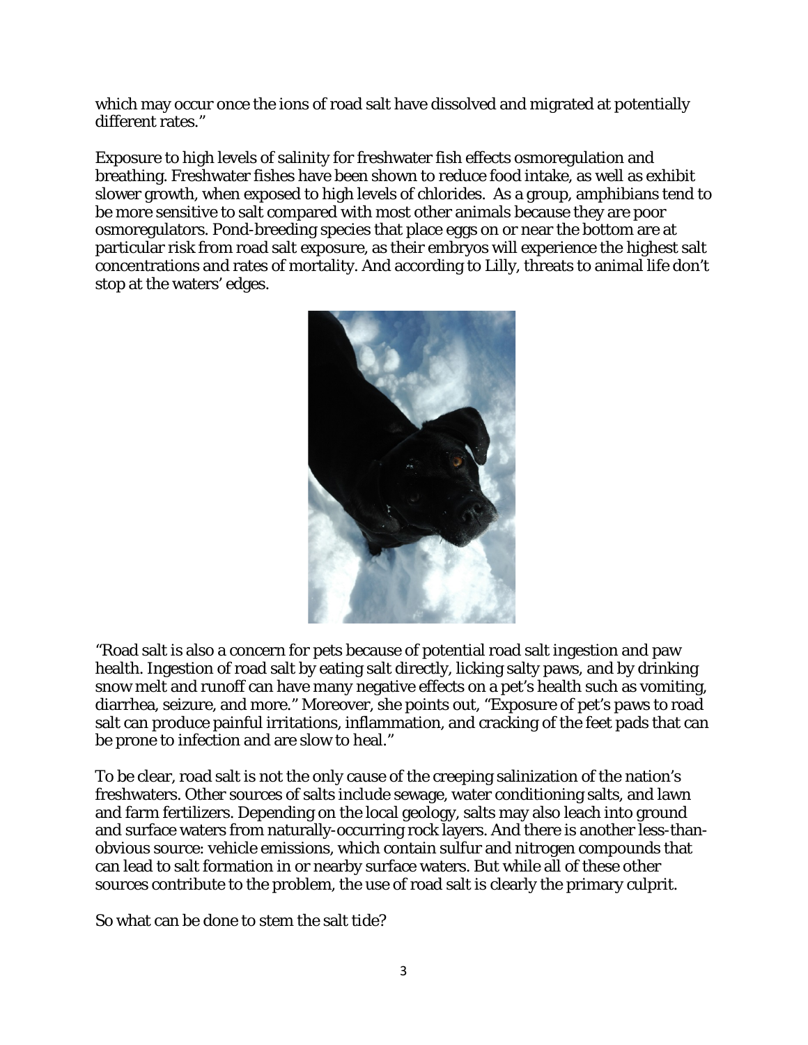which may occur once the ions of road salt have dissolved and migrated at potentially different rates."

Exposure to high levels of salinity for freshwater fish effects osmoregulation and breathing. Freshwater fishes have been shown to reduce food intake, as well as exhibit slower growth, when exposed to high levels of chlorides. As a group, amphibians tend to be more sensitive to salt compared with most other animals because they are poor osmoregulators. Pond-breeding species that place eggs on or near the bottom are at particular risk from road salt exposure, as their embryos will experience the highest salt concentrations and rates of mortality. And according to Lilly, threats to animal life don't stop at the waters' edges.

"Road salt is also a concern for pets because of potential road salt ingestion and paw health. Ingestion of road salt by eating salt directly, licking salty paws, and by drinking snow melt and runoff can have many negative effects on a pet's health such as vomiting, diarrhea, seizure, and more." Moreover, she points out, "Exposure of pet's paws to road salt can produce painful irritations, inflammation, and cracking of the feet pads that can be prone to infection and are slow to heal."

To be clear, road salt is not the only cause of the creeping salinization of the nation's freshwaters. Other sources of salts include sewage, water conditioning salts, and lawn and farm fertilizers. Depending on the local geology, salts may also leach into ground and surface waters from naturally-occurring rock layers. And there is another less-than-obvious source: vehicle emissions, which contain sulfur and nitrogen compounds that can lead to salt formation in or nearby surface waters. But while all of these other sources contribute to the problem, the use of road salt is clearly the primary culprit.

So what can be done to stem the salt tide?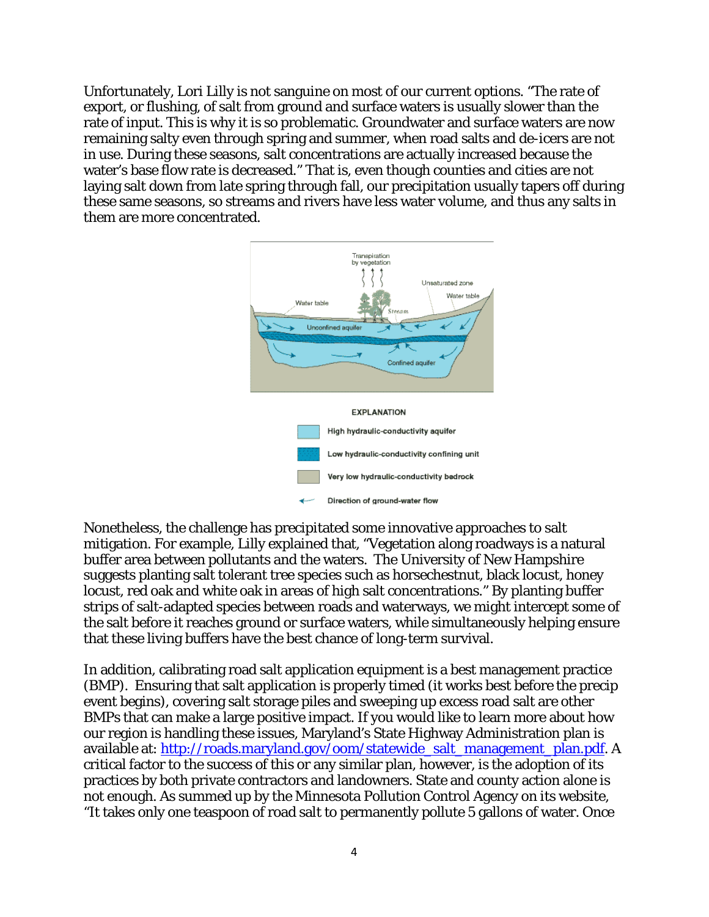Unfortunately, Lori Lilly is not sanguine on most of our current options. "The rate of export, or flushing, of salt from ground and surface waters is usually slower than the rate of input. This is why it is so problematic. Groundwater and surface waters are now remaining salty even through spring and summer, when road salts and de-icers are not in use. During these seasons, salt concentrations are actually increased because the water's base flow rate is decreased." That is, even though counties and cities are not laying salt down from late spring through fall, our precipitation usually tapers off during these same seasons, so streams and rivers have less water volume, and thus any salts in them are more concentrated.

Nonetheless, the challenge has precipitated some innovative approaches to salt mitigation. For example, Lilly explained that, "Vegetation along roadways is a natural buffer area between pollutants and the waters. The University of New Hampshire suggests planting salt tolerant tree species such as horsechestnut, black locust, honey locust, red oak and white oak in areas of high salt concentrations." By planting buffer strips of salt-adapted species between roads and waterways, we might intercept some of the salt before it reaches ground or surface waters, while simultaneously helping ensure that these living buffers have the best chance of long-term survival.

In addition, calibrating road salt application equipment is a best management practice (BMP). Ensuring that salt application is properly timed (it works best before the precip event begins), covering salt storage piles and sweeping up excess road salt are other BMPs that can make a large positive impact. If you would like to learn more about how our region is handling these issues, Maryland's State Highway Administration plan is available at: [http://roads.maryland.gov/oom/statewide_salt_management_plan.pdf](http://roads.maryland.gov/oom/statewide_salt_management_plan.pdf). A critical factor to the success of this or any similar plan, however, is the adoption of its practices by both private contractors and landowners. State and county action alone is not enough. As summed up by the Minnesota Pollution Control Agency on its website, "It takes only one teaspoon of road salt to permanently pollute 5 gallons of water. Once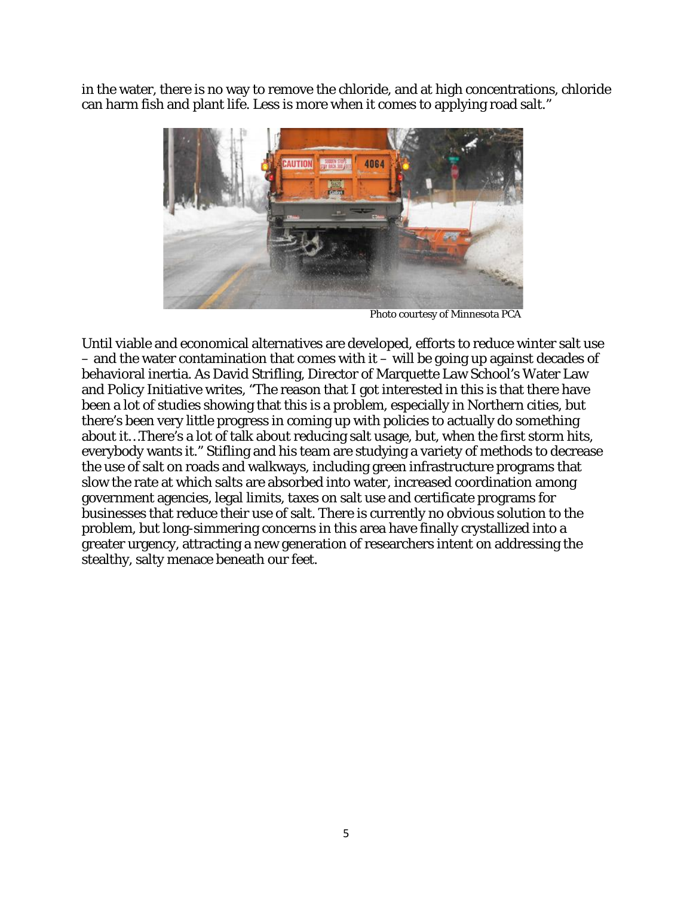in the water, there is no way to remove the chloride, and at high concentrations, chloride can harm fish and plant life. Less is more when it comes to applying road salt."

Photo courtesy of Minnesota PCA

Until viable and economical alternatives are developed, efforts to reduce winter salt use – and the water contamination that comes with it – will be going up against decades of behavioral inertia. As David Strifling, Director of Marquette Law School's Water Law and Policy Initiative writes, "The reason that I got interested in this is that there have been a lot of studies showing that this is a problem, especially in Northern cities, but there's been very little progress in coming up with policies to actually do something about it…There's a lot of talk about reducing salt usage, but, when the first storm hits, everybody wants it." Stifling and his team are studying a variety of methods to decrease the use of salt on roads and walkways, including green infrastructure programs that slow the rate at which salts are absorbed into water, increased coordination among government agencies, legal limits, taxes on salt use and certificate programs for businesses that reduce their use of salt. There is currently no obvious solution to the problem, but long-simmering concerns in this area have finally crystallized into a greater urgency, attracting a new generation of researchers intent on addressing the stealthy, salty menace beneath our feet.